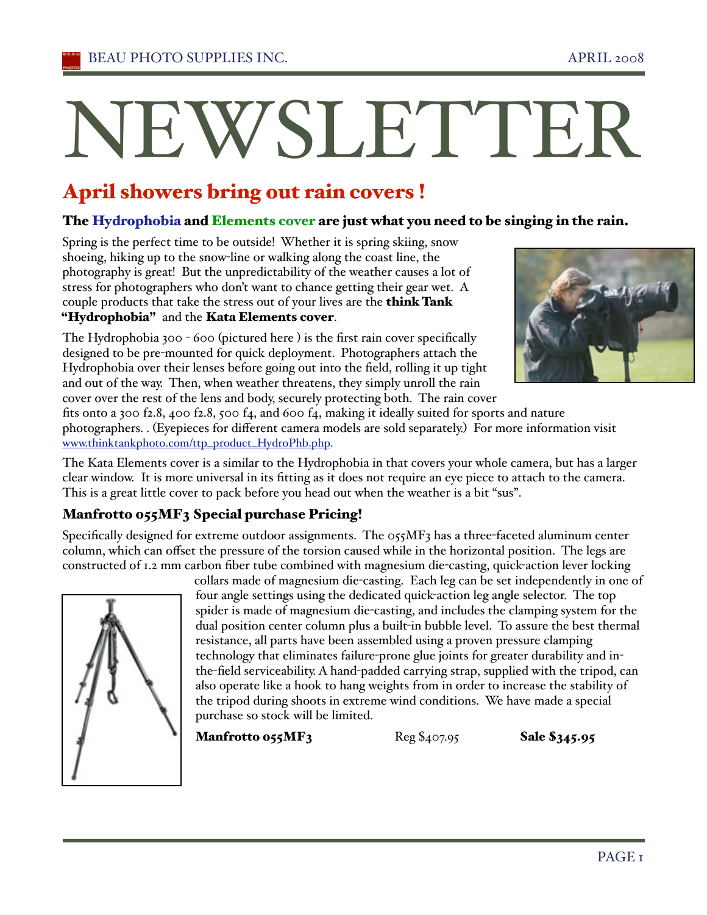# NEWSLETTER

## April showers bring out rain covers !

### The Hydrophobia and Elements cover are just what you need to be singing in the rain.

Spring is the perfect time to be outside! Whether it is spring skiing, snow shoeing, hiking up to the snow-line or walking along the coast line, the photography is great! But the unpredictability of the weather causes a lot of stress for photographers who don't want to chance getting their gear wet. A couple products that take the stress out of your lives are the **think Tank "Hydrophobia"** and the **Kata Elements cover**.

The Hydrophobia 300 - 600 (pictured here ) is the first rain cover specifically designed to be pre-mounted for quick deployment. Photographers attach the Hydrophobia over their lenses before going out into the field, rolling it up tight and out of the way. Then, when weather threatens, they simply unroll the rain cover over the rest of the lens and body, securely protecting both. The rain cover fits onto a 300 f2.8, 400 f2.8, 500 f4, and 600 f4, making it ideally suited for sports and nature photographers. . (Eyepieces for different camera models are sold separately.) For more information visit www.thinktankphoto.com/ttp_product_HydroPhb.php.

The Kata Elements cover is a similar to the Hydrophobia in that covers your whole camera, but has a larger clear window. It is more universal in its fitting as it does not require an eye piece to attach to the camera. This is a great little cover to pack before you head out when the weather is a bit "sus".

### Manfrotto 055MF3 Special purchase Pricing!

Specifically designed for extreme outdoor assignments. The 055MF3 has a three-faceted aluminum center column, which can offset the pressure of the torsion caused while in the horizontal position. The legs are constructed of 1.2 mm carbon fiber tube combined with magnesium die-casting, quick-action lever locking collars made of magnesium die-casting. Each leg can be set independently in one of four angle settings using the dedicated quick-action leg angle selector. The top spider is made of magnesium die-casting, and includes the clamping system for the dual position center column plus a built-in bubble level. To assure the best thermal resistance, all parts have been assembled using a proven pressure clamping technology that eliminates failure-prone glue joints for greater durability and in-the-field serviceability. A hand-padded carrying strap, supplied with the tripod, can also operate like a hook to hang weights from in order to increase the stability of the tripod during shoots in extreme wind conditions. We have made a special purchase so stock will be limited.

**Manfrotto 055MF3** Reg $407.95 **Sale $345.95**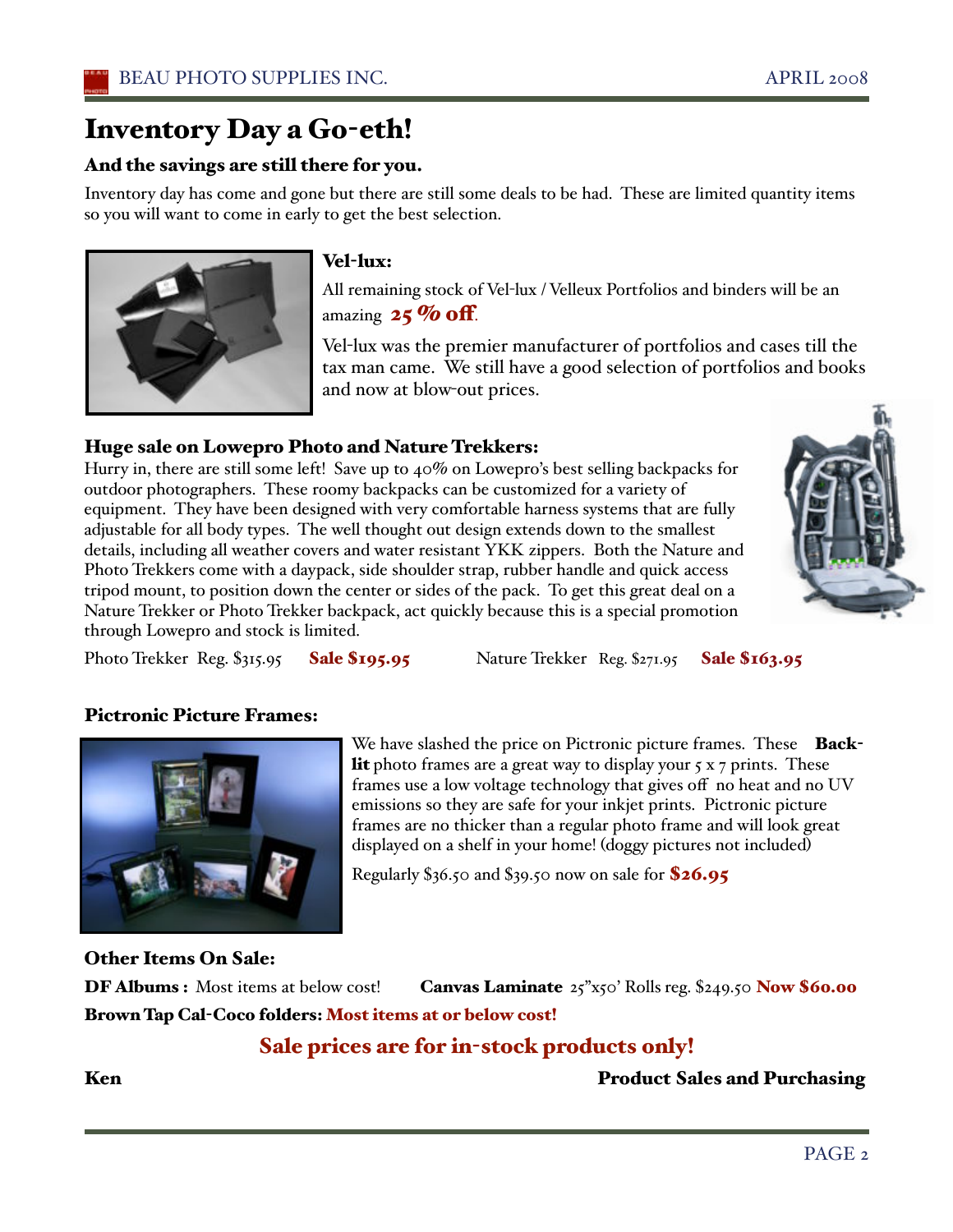# Inventory Day a Go-eth!

### And the savings are still there for you.

Inventory day has come and gone but there are still some deals to be had. These are limited quantity items so you will want to come in early to get the best selection.

### Vel-lux:

All remaining stock of Vel-lux / Velleux Portfolios and binders will be an amazing **25 % off**.

Vel-lux was the premier manufacturer of portfolios and cases till the tax man came. We still have a good selection of portfolios and books and now at blow-out prices.

### Huge sale on Lowepro Photo and Nature Trekkers:

Hurry in, there are still some left! Save up to 40% on Lowepro's best selling backpacks for outdoor photographers. These roomy backpacks can be customized for a variety of equipment. They have been designed with very comfortable harness systems that are fully adjustable for all body types. The well thought out design extends down to the smallest details, including all weather covers and water resistant YKK zippers. Both the Nature and Photo Trekkers come with a daypack, side shoulder strap, rubber handle and quick access tripod mount, to position down the center or sides of the pack. To get this great deal on a Nature Trekker or Photo Trekker backpack, act quickly because this is a special promotion through Lowepro and stock is limited.

Photo Trekker Reg. $315.95 **Sale $195.95** Nature Trekker Reg. $271.95 **Sale $163.95**

### Pictronic Picture Frames:

We have slashed the price on Pictronic picture frames. These **Back-lit** photo frames are a great way to display your 5 x 7 prints. These frames use a low voltage technology that gives off no heat and no UV emissions so they are safe for your inkjet prints. Pictronic picture frames are no thicker than a regular photo frame and will look great displayed on a shelf in your home! (doggy pictures not included)

Regularly $36.50 and $39.50 now on sale for **$26.95**

### Other Items On Sale:

**DF Albums :** Most items at below cost!

**Canvas Laminate** 25"x50' Rolls reg. $249.50 **Now $60.00**

**Brown Tap Cal-Coco folders: Most items at or below cost!**

## Sale prices are for in-stock products only!

**Ken** **Product Sales and Purchasing**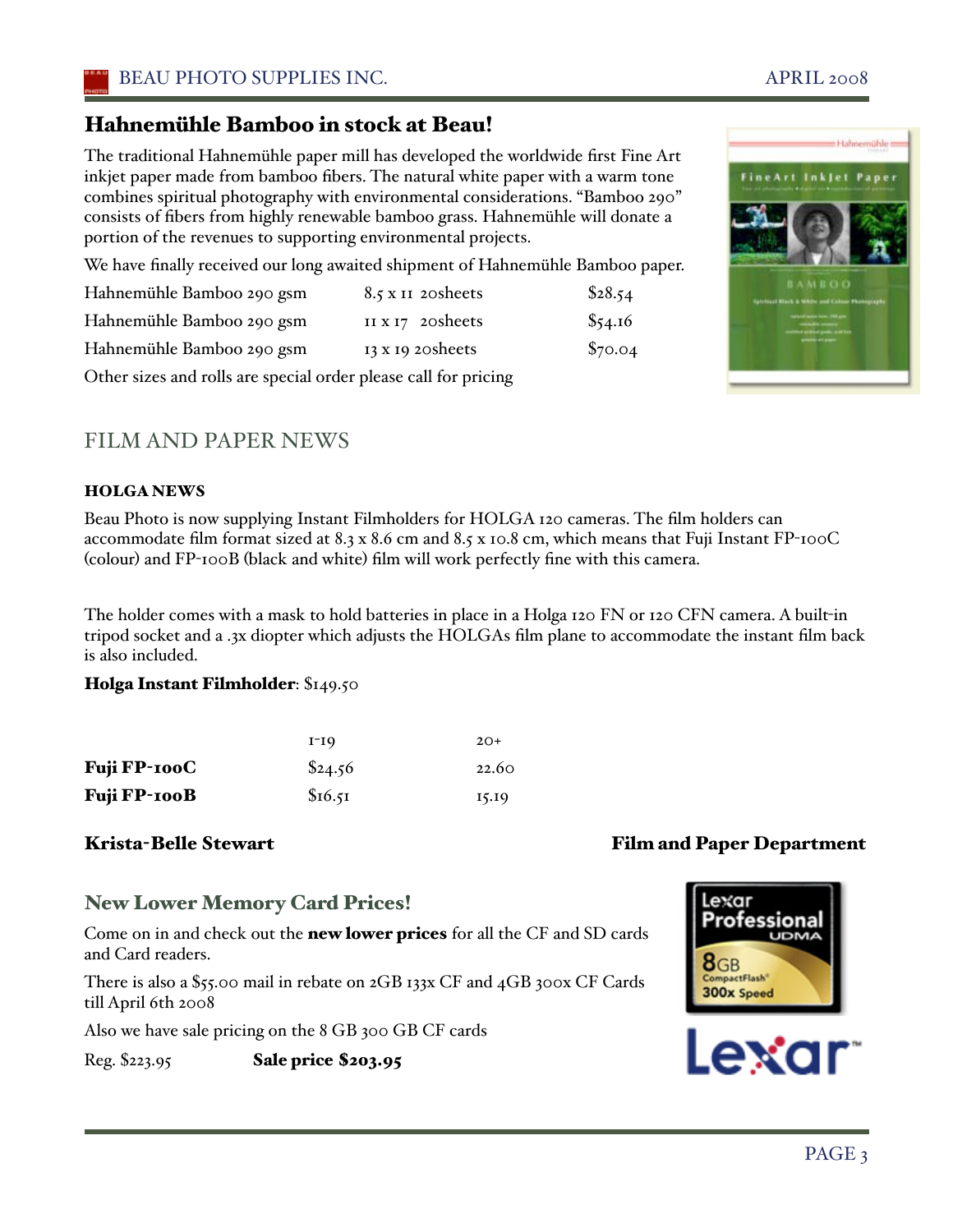## Hahnemühle Bamboo in stock at Beau!

The traditional Hahnemühle paper mill has developed the worldwide first Fine Art inkjet paper made from bamboo fibers. The natural white paper with a warm tone combines spiritual photography with environmental considerations. "Bamboo 290" consists of fibers from highly renewable bamboo grass. Hahnemühle will donate a portion of the revenues to supporting environmental projects.

We have finally received our long awaited shipment of Hahnemühle Bamboo paper.

| | | |
|---|---|---|
| Hahnemühle Bamboo 290 gsm | 8.5 x 11 20sheets | $28.54 |
| Hahnemühle Bamboo 290 gsm | 11 x 17 20sheets | $54.16 |
| Hahnemühle Bamboo 290 gsm | 13 x 19 20sheets | $70.04 |

Other sizes and rolls are special order please call for pricing

## FILM AND PAPER NEWS

### HOLGA NEWS

Beau Photo is now supplying Instant Filmholders for HOLGA 120 cameras. The film holders can accommodate film format sized at 8.3 x 8.6 cm and 8.5 x 10.8 cm, which means that Fuji Instant FP-100C (colour) and FP-100B (black and white) film will work perfectly fine with this camera.

The holder comes with a mask to hold batteries in place in a Holga 120 FN or 120 CFN camera. A built-in tripod socket and a .3x diopter which adjusts the HOLGAs film plane to accommodate the instant film back is also included.

**Holga Instant Filmholder**: $149.50

| | 1-19 | 20+ |
|---|---|---|
| **Fuji FP-100C** | $24.56 | 22.60 |
| **Fuji FP-100B** | $16.51 | 15.19 |

**Krista-Belle Stewart** **Film and Paper Department**

## New Lower Memory Card Prices!

Come on in and check out the **new lower prices** for all the CF and SD cards and Card readers.

There is also a $55.00 mail in rebate on 2GB 133x CF and 4GB 300x CF Cards till April 6th 2008

Also we have sale pricing on the 8 GB 300 GB CF cards

Reg. $223.95 **Sale price $203.95**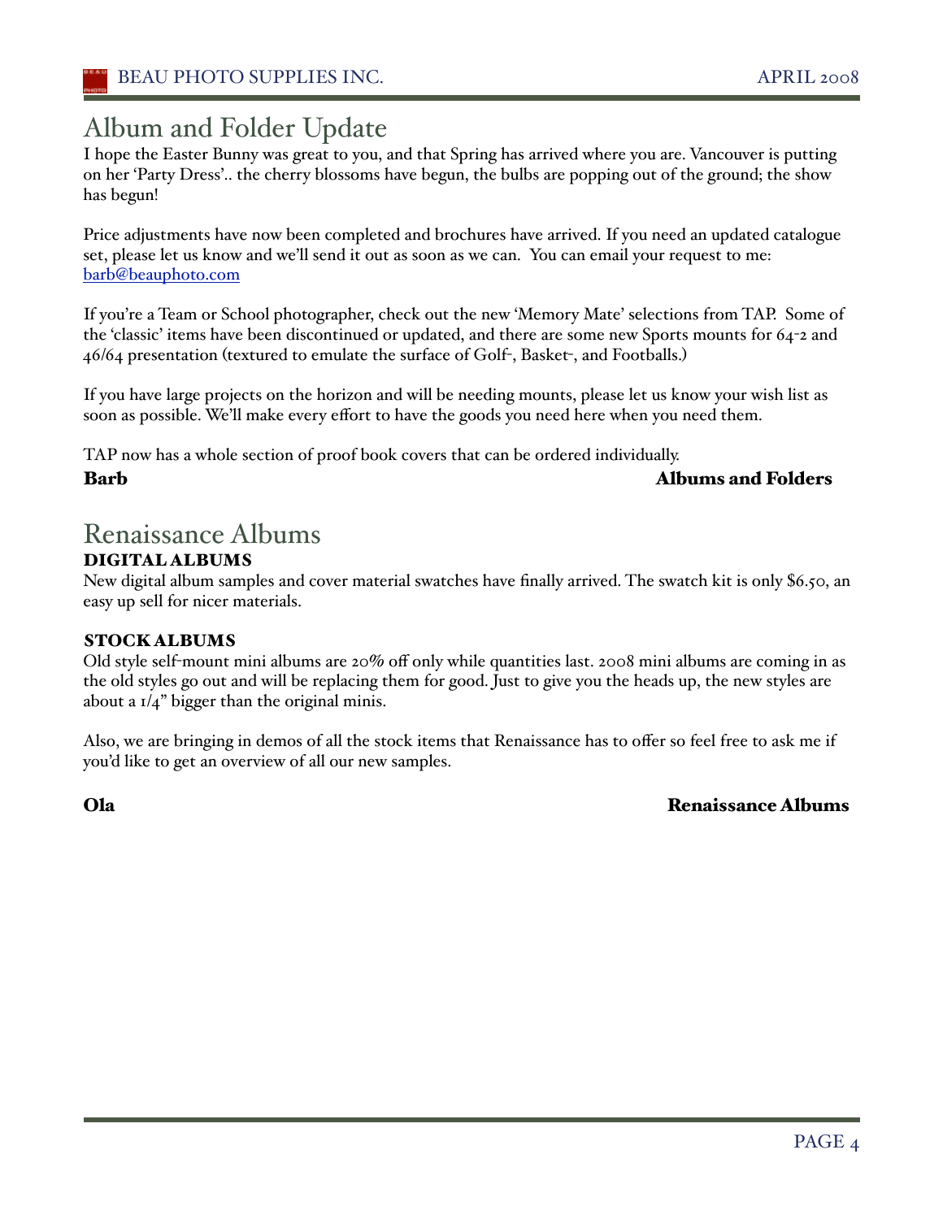# Album and Folder Update

I hope the Easter Bunny was great to you, and that Spring has arrived where you are. Vancouver is putting on her 'Party Dress'.. the cherry blossoms have begun, the bulbs are popping out of the ground; the show has begun!

Price adjustments have now been completed and brochures have arrived. If you need an updated catalogue set, please let us know and we'll send it out as soon as we can. You can email your request to me: barb@beauphoto.com

If you're a Team or School photographer, check out the new 'Memory Mate' selections from TAP. Some of the 'classic' items have been discontinued or updated, and there are some new Sports mounts for 64-2 and 46/64 presentation (textured to emulate the surface of Golf-, Basket-, and Footballs.)

If you have large projects on the horizon and will be needing mounts, please let us know your wish list as soon as possible. We'll make every effort to have the goods you need here when you need them.

TAP now has a whole section of proof book covers that can be ordered individually.

**Barb** **Albums and Folders**

# Renaissance Albums

### DIGITAL ALBUMS

New digital album samples and cover material swatches have finally arrived. The swatch kit is only $6.50, an easy up sell for nicer materials.

### STOCK ALBUMS

Old style self-mount mini albums are 20% off only while quantities last. 2008 mini albums are coming in as the old styles go out and will be replacing them for good. Just to give you the heads up, the new styles are about a 1/4" bigger than the original minis.

Also, we are bringing in demos of all the stock items that Renaissance has to offer so feel free to ask me if you'd like to get an overview of all our new samples.

**Ola** **Renaissance Albums**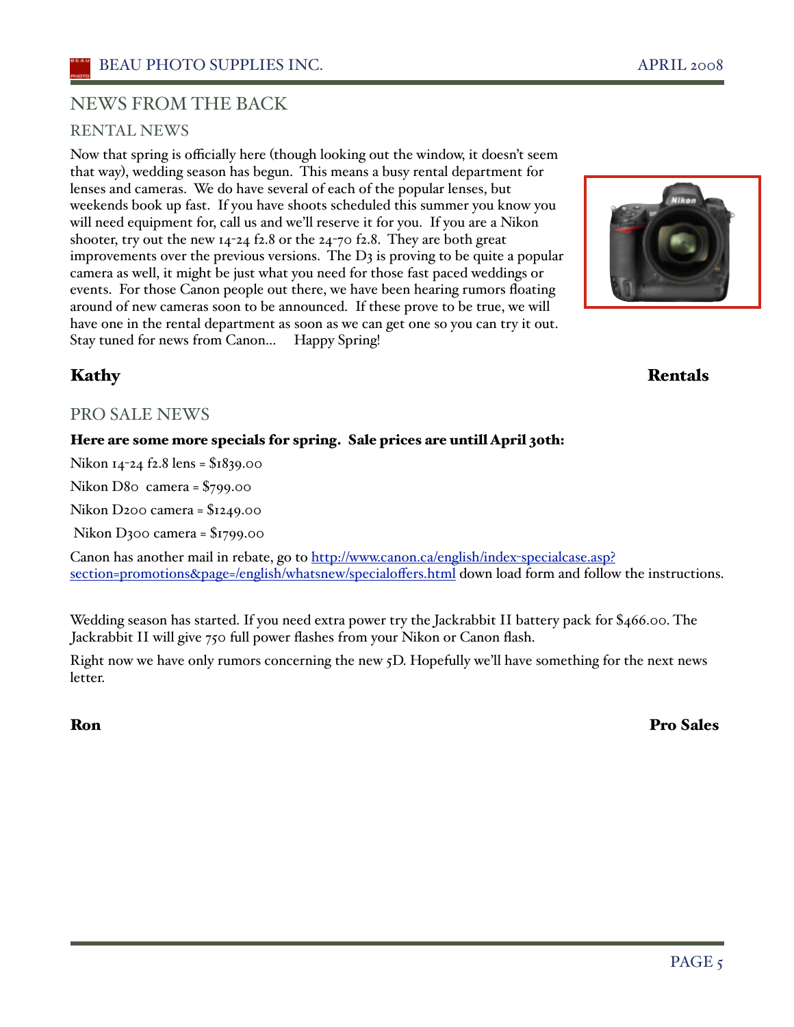# NEWS FROM THE BACK

## RENTAL NEWS

Now that spring is officially here (though looking out the window, it doesn't seem that way), wedding season has begun. This means a busy rental department for lenses and cameras. We do have several of each of the popular lenses, but weekends book up fast. If you have shoots scheduled this summer you know you will need equipment for, call us and we'll reserve it for you. If you are a Nikon shooter, try out the new 14-24 f2.8 or the 24-70 f2.8. They are both great improvements over the previous versions. The D3 is proving to be quite a popular camera as well, it might be just what you need for those fast paced weddings or events. For those Canon people out there, we have been hearing rumors floating around of new cameras soon to be announced. If these prove to be true, we will have one in the rental department as soon as we can get one so you can try it out. Stay tuned for news from Canon... Happy Spring!

**Kathy** **Rentals**

## PRO SALE NEWS

**Here are some more specials for spring. Sale prices are untill April 30th:**

Nikon 14-24 f2.8 lens = $1839.00

Nikon D80 camera = $799.00

Nikon D200 camera = $1249.00

Nikon D300 camera = $1799.00

Canon has another mail in rebate, go to http://www.canon.ca/english/index-specialcase.asp?section=promotions&page=/english/whatsnew/specialoffers.html down load form and follow the instructions.

Wedding season has started. If you need extra power try the Jackrabbit II battery pack for $466.00. The Jackrabbit II will give 750 full power flashes from your Nikon or Canon flash.

Right now we have only rumors concerning the new 5D. Hopefully we'll have something for the next news letter.

**Ron** **Pro Sales**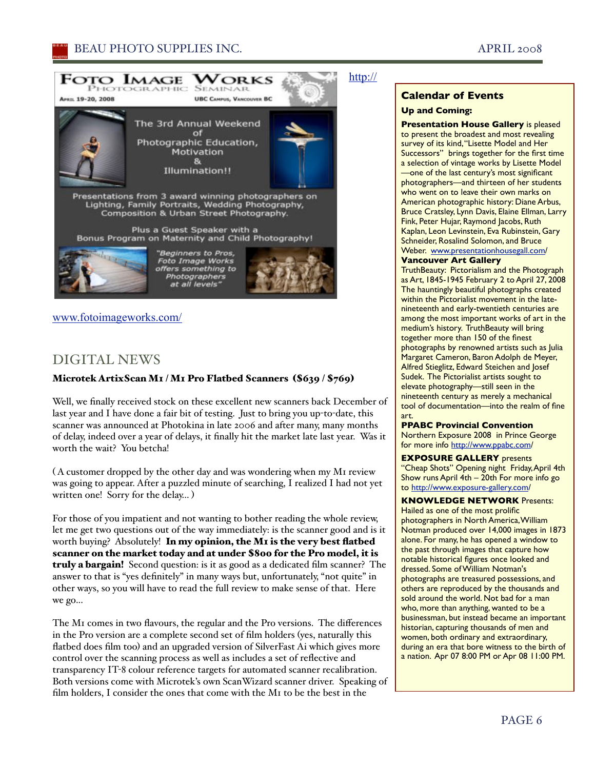Foto Image Works Photographic Seminar

April 19-20, 2008 — UBC Campus, Vancouver BC

The 3rd Annual Weekend of Photographic Education, Motivation & Illumination!!

Presentations from 3 award winning photographers on Lighting, Family Portraits, Wedding Photography, Composition & Urban Street Photography.

Plus a Guest Speaker with a Bonus Program on Maternity and Child Photography!

"Beginners to Pros, Foto Image Works offers something to Photographers at all levels"

http://

www.fotoimageworks.com/

## DIGITAL NEWS

### Microtek ArtixScan M1 / M1 Pro Flatbed Scanners ($639 / $769)

Well, we finally received stock on these excellent new scanners back December of last year and I have done a fair bit of testing. Just to bring you up-to-date, this scanner was announced at Photokina in late 2006 and after many, many months of delay, indeed over a year of delays, it finally hit the market late last year. Was it worth the wait? You betcha!

( A customer dropped by the other day and was wondering when my M1 review was going to appear. After a puzzled minute of searching, I realized I had not yet written one! Sorry for the delay... )

For those of you impatient and not wanting to bother reading the whole review, let me get two questions out of the way immediately: is the scanner good and is it worth buying? Absolutely! **In my opinion, the M1 is the very best flatbed scanner on the market today and at under $800 for the Pro model, it is truly a bargain!** Second question: is it as good as a dedicated film scanner? The answer to that is "yes definitely" in many ways but, unfortunately, "not quite" in other ways, so you will have to read the full review to make sense of that. Here we go...

The M1 comes in two flavours, the regular and the Pro versions. The differences in the Pro version are a complete second set of film holders (yes, naturally this flatbed does film too) and an upgraded version of SilverFast Ai which gives more control over the scanning process as well as includes a set of reflective and transparency IT-8 colour reference targets for automated scanner recalibration. Both versions come with Microtek's own ScanWizard scanner driver. Speaking of film holders, I consider the ones that come with the M1 to be the best in the

## Calendar of Events

**Up and Coming:**

**Presentation House Gallery** is pleased to present the broadest and most revealing survey of its kind, "Lisette Model and Her Successors" brings together for the first time a selection of vintage works by Lisette Model —one of the last century's most significant photographers—and thirteen of her students who went on to leave their own marks on American photographic history: Diane Arbus, Bruce Cratsley, Lynn Davis, Elaine Ellman, Larry Fink, Peter Hujar, Raymond Jacobs, Ruth Kaplan, Leon Levinstein, Eva Rubinstein, Gary Schneider, Rosalind Solomon, and Bruce Weber. www.presentationhousegall.com/

**Vancouver Art Gallery**
TruthBeauty: Pictorialism and the Photograph as Art, 1845-1945 February 2 to April 27, 2008 The hauntingly beautiful photographs created within the Pictorialist movement in the late-nineteenth and early-twentieth centuries are among the most important works of art in the medium's history. TruthBeauty will bring together more than 150 of the finest photographs by renowned artists such as Julia Margaret Cameron, Baron Adolph de Meyer, Alfred Stieglitz, Edward Steichen and Josef Sudek. The Pictorialist artists sought to elevate photography—still seen in the nineteenth century as merely a mechanical tool of documentation—into the realm of fine art.

**PPABC Provincial Convention**
Northern Exposure 2008 in Prince George for more info http://www.ppabc.com/

**EXPOSURE GALLERY** presents "Cheap Shots" Opening night Friday, April 4th Show runs April 4th – 20th For more info go to http://www.exposure-gallery.com/

**KNOWLEDGE NETWORK** Presents: Hailed as one of the most prolific photographers in North America, William Notman produced over 14,000 images in 1873 alone. For many, he has opened a window to the past through images that capture how notable historical figures once looked and dressed. Some of William Notman's photographs are treasured possessions, and others are reproduced by the thousands and sold around the world. Not bad for a man who, more than anything, wanted to be a businessman, but instead became an important historian, capturing thousands of men and women, both ordinary and extraordinary, during an era that bore witness to the birth of a nation. Apr 07 8:00 PM or Apr 08 11:00 PM.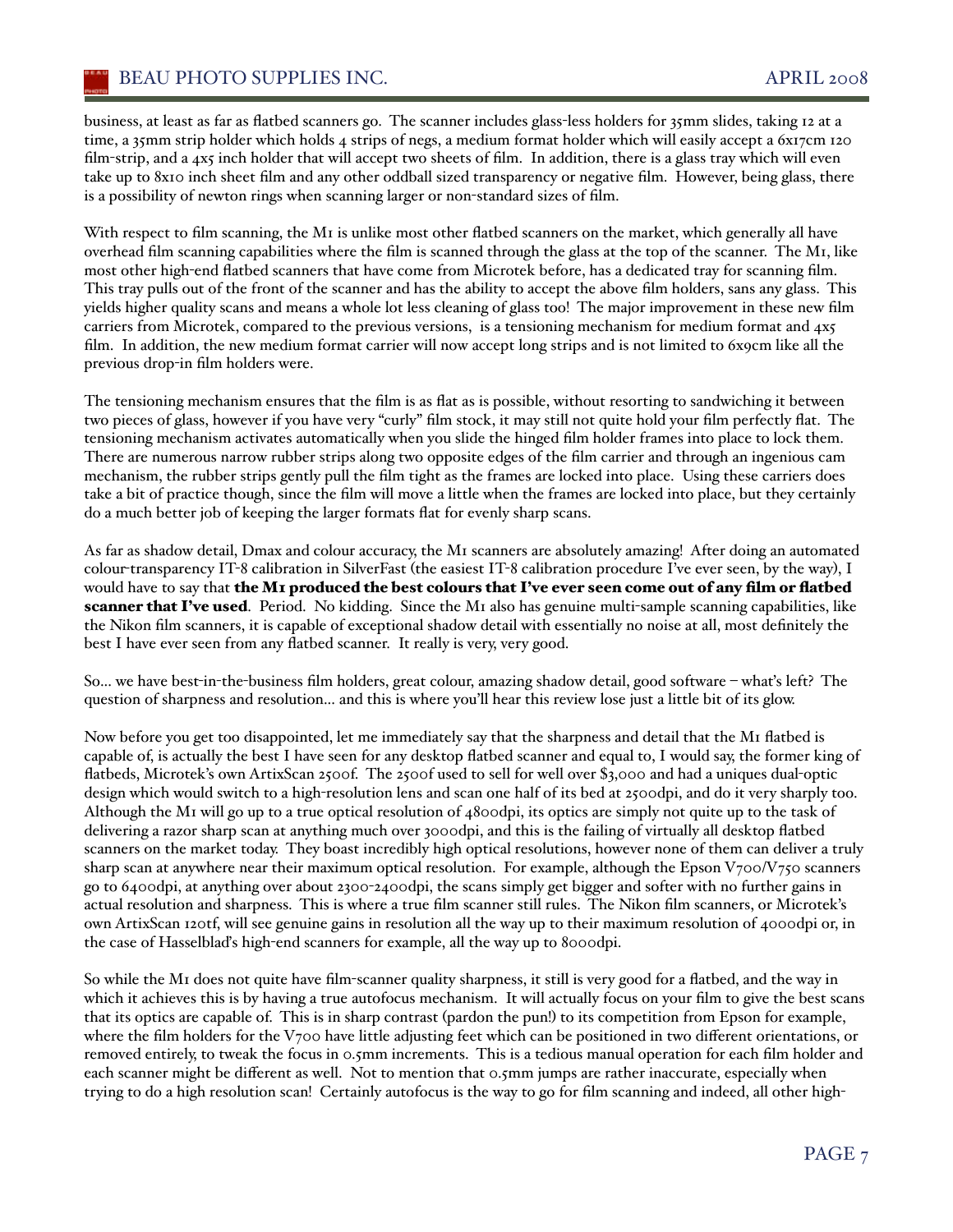business, at least as far as flatbed scanners go. The scanner includes glass-less holders for 35mm slides, taking 12 at a time, a 35mm strip holder which holds 4 strips of negs, a medium format holder which will easily accept a 6x17cm 120 film-strip, and a 4x5 inch holder that will accept two sheets of film. In addition, there is a glass tray which will even take up to 8x10 inch sheet film and any other oddball sized transparency or negative film. However, being glass, there is a possibility of newton rings when scanning larger or non-standard sizes of film.

With respect to film scanning, the M1 is unlike most other flatbed scanners on the market, which generally all have overhead film scanning capabilities where the film is scanned through the glass at the top of the scanner. The M1, like most other high-end flatbed scanners that have come from Microtek before, has a dedicated tray for scanning film. This tray pulls out of the front of the scanner and has the ability to accept the above film holders, sans any glass. This yields higher quality scans and means a whole lot less cleaning of glass too! The major improvement in these new film carriers from Microtek, compared to the previous versions, is a tensioning mechanism for medium format and 4x5 film. In addition, the new medium format carrier will now accept long strips and is not limited to 6x9cm like all the previous drop-in film holders were.

The tensioning mechanism ensures that the film is as flat as is possible, without resorting to sandwiching it between two pieces of glass, however if you have very "curly" film stock, it may still not quite hold your film perfectly flat. The tensioning mechanism activates automatically when you slide the hinged film holder frames into place to lock them. There are numerous narrow rubber strips along two opposite edges of the film carrier and through an ingenious cam mechanism, the rubber strips gently pull the film tight as the frames are locked into place. Using these carriers does take a bit of practice though, since the film will move a little when the frames are locked into place, but they certainly do a much better job of keeping the larger formats flat for evenly sharp scans.

As far as shadow detail, Dmax and colour accuracy, the M1 scanners are absolutely amazing! After doing an automated colour-transparency IT-8 calibration in SilverFast (the easiest IT-8 calibration procedure I've ever seen, by the way), I would have to say that **the M1 produced the best colours that I've ever seen come out of any film or flatbed scanner that I've used**. Period. No kidding. Since the M1 also has genuine multi-sample scanning capabilities, like the Nikon film scanners, it is capable of exceptional shadow detail with essentially no noise at all, most definitely the best I have ever seen from any flatbed scanner. It really is very, very good.

So... we have best-in-the-business film holders, great colour, amazing shadow detail, good software – what's left? The question of sharpness and resolution... and this is where you'll hear this review lose just a little bit of its glow.

Now before you get too disappointed, let me immediately say that the sharpness and detail that the M1 flatbed is capable of, is actually the best I have seen for any desktop flatbed scanner and equal to, I would say, the former king of flatbeds, Microtek's own ArtixScan 2500f. The 2500f used to sell for well over $3,000 and had a uniques dual-optic design which would switch to a high-resolution lens and scan one half of its bed at 2500dpi, and do it very sharply too. Although the M1 will go up to a true optical resolution of 4800dpi, its optics are simply not quite up to the task of delivering a razor sharp scan at anything much over 3000dpi, and this is the failing of virtually all desktop flatbed scanners on the market today. They boast incredibly high optical resolutions, however none of them can deliver a truly sharp scan at anywhere near their maximum optical resolution. For example, although the Epson V700/V750 scanners go to 6400dpi, at anything over about 2300-2400dpi, the scans simply get bigger and softer with no further gains in actual resolution and sharpness. This is where a true film scanner still rules. The Nikon film scanners, or Microtek's own ArtixScan 120tf, will see genuine gains in resolution all the way up to their maximum resolution of 4000dpi or, in the case of Hasselblad's high-end scanners for example, all the way up to 8000dpi.

So while the M1 does not quite have film-scanner quality sharpness, it still is very good for a flatbed, and the way in which it achieves this is by having a true autofocus mechanism. It will actually focus on your film to give the best scans that its optics are capable of. This is in sharp contrast (pardon the pun!) to its competition from Epson for example, where the film holders for the V700 have little adjusting feet which can be positioned in two different orientations, or removed entirely, to tweak the focus in 0.5mm increments. This is a tedious manual operation for each film holder and each scanner might be different as well. Not to mention that 0.5mm jumps are rather inaccurate, especially when trying to do a high resolution scan! Certainly autofocus is the way to go for film scanning and indeed, all other high-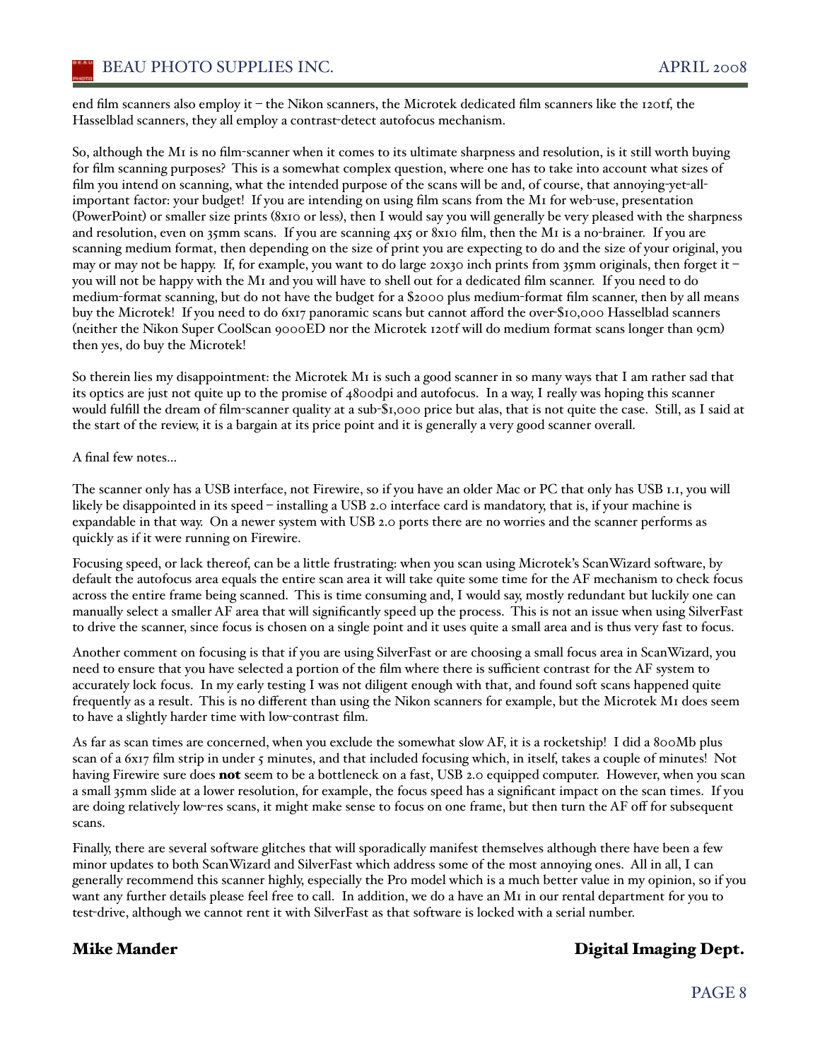end film scanners also employ it – the Nikon scanners, the Microtek dedicated film scanners like the 120tf, the Hasselblad scanners, they all employ a contrast-detect autofocus mechanism.

So, although the M1 is no film-scanner when it comes to its ultimate sharpness and resolution, is it still worth buying for film scanning purposes? This is a somewhat complex question, where one has to take into account what sizes of film you intend on scanning, what the intended purpose of the scans will be and, of course, that annoying-yet-all-important factor: your budget! If you are intending on using film scans from the M1 for web-use, presentation (PowerPoint) or smaller size prints (8x10 or less), then I would say you will generally be very pleased with the sharpness and resolution, even on 35mm scans. If you are scanning 4x5 or 8x10 film, then the M1 is a no-brainer. If you are scanning medium format, then depending on the size of print you are expecting to do and the size of your original, you may or may not be happy. If, for example, you want to do large 20x30 inch prints from 35mm originals, then forget it – you will not be happy with the M1 and you will have to shell out for a dedicated film scanner. If you need to do medium-format scanning, but do not have the budget for a $2000 plus medium-format film scanner, then by all means buy the Microtek! If you need to do 6x17 panoramic scans but cannot afford the over-$10,000 Hasselblad scanners (neither the Nikon Super CoolScan 9000ED nor the Microtek 120tf will do medium format scans longer than 9cm) then yes, do buy the Microtek!

So therein lies my disappointment: the Microtek M1 is such a good scanner in so many ways that I am rather sad that its optics are just not quite up to the promise of 4800dpi and autofocus. In a way, I really was hoping this scanner would fulfill the dream of film-scanner quality at a sub-$1,000 price but alas, that is not quite the case. Still, as I said at the start of the review, it is a bargain at its price point and it is generally a very good scanner overall.

A final few notes...

The scanner only has a USB interface, not Firewire, so if you have an older Mac or PC that only has USB 1.1, you will likely be disappointed in its speed – installing a USB 2.0 interface card is mandatory, that is, if your machine is expandable in that way. On a newer system with USB 2.0 ports there are no worries and the scanner performs as quickly as if it were running on Firewire.

Focusing speed, or lack thereof, can be a little frustrating: when you scan using Microtek's ScanWizard software, by default the autofocus area equals the entire scan area it will take quite some time for the AF mechanism to check focus across the entire frame being scanned. This is time consuming and, I would say, mostly redundant but luckily one can manually select a smaller AF area that will significantly speed up the process. This is not an issue when using SilverFast to drive the scanner, since focus is chosen on a single point and it uses quite a small area and is thus very fast to focus.

Another comment on focusing is that if you are using SilverFast or are choosing a small focus area in ScanWizard, you need to ensure that you have selected a portion of the film where there is sufficient contrast for the AF system to accurately lock focus. In my early testing I was not diligent enough with that, and found soft scans happened quite frequently as a result. This is no different than using the Nikon scanners for example, but the Microtek M1 does seem to have a slightly harder time with low-contrast film.

As far as scan times are concerned, when you exclude the somewhat slow AF, it is a rocketship! I did a 800Mb plus scan of a 6x17 film strip in under 5 minutes, and that included focusing which, in itself, takes a couple of minutes! Not having Firewire sure does **not** seem to be a bottleneck on a fast, USB 2.0 equipped computer. However, when you scan a small 35mm slide at a lower resolution, for example, the focus speed has a significant impact on the scan times. If you are doing relatively low-res scans, it might make sense to focus on one frame, but then turn the AF off for subsequent scans.

Finally, there are several software glitches that will sporadically manifest themselves although there have been a few minor updates to both ScanWizard and SilverFast which address some of the most annoying ones. All in all, I can generally recommend this scanner highly, especially the Pro model which is a much better value in my opinion, so if you want any further details please feel free to call. In addition, we do a have an M1 in our rental department for you to test-drive, although we cannot rent it with SilverFast as that software is locked with a serial number.

**Mike Mander** **Digital Imaging Dept.**